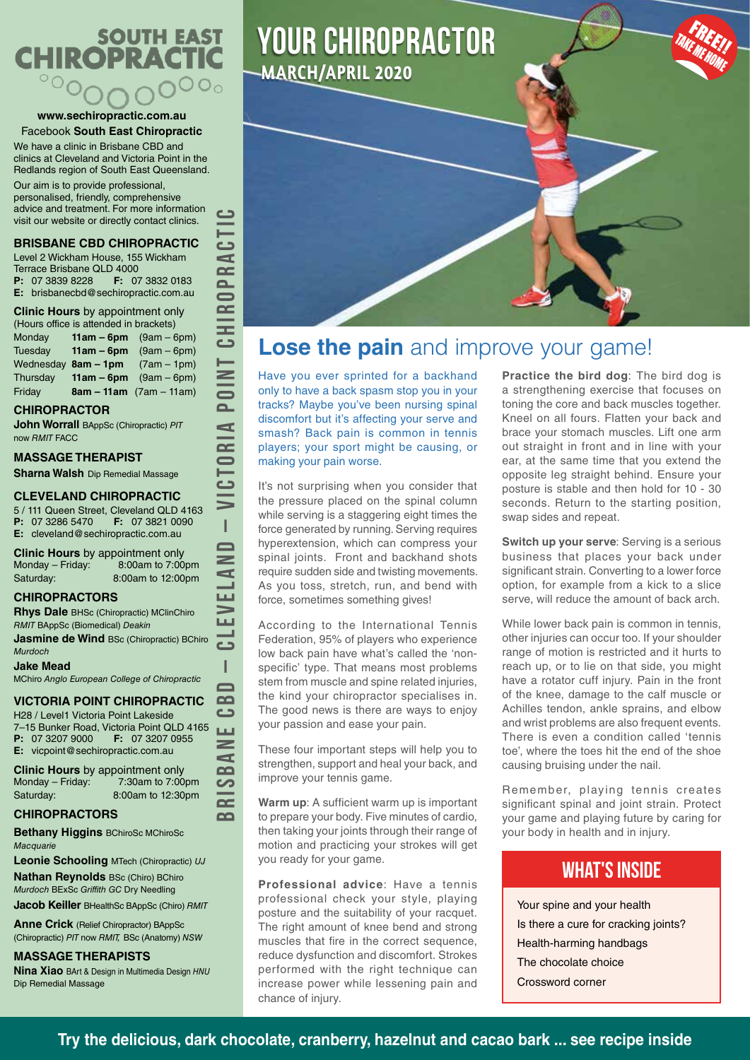# SOUTH EAST CHIROPRACTIC

**www.sechiropractic.com.au**
Facebook **South East Chiropractic**

We have a clinic in Brisbane CBD and clinics at Cleveland and Victoria Point in the Redlands region of South East Queensland.

Our aim is to provide professional, personalised, friendly, comprehensive advice and treatment. For more information visit our website or directly contact clinics.

BRISBANE CBD – CLEVELAND – VICTORIA POINT CHIROPRACTIC

## BRISBANE CBD CHIROPRACTIC

Level 2 Wickham House, 155 Wickham Terrace Brisbane QLD 4000
**P:** 07 3839 8228 **F:** 07 3832 0183
**E:** brisbanecbd@sechiropractic.com.au

**Clinic Hours** by appointment only
(Hours office is attended in brackets)

| | | |
|---|---|---|
| Monday | **11am – 6pm** | (9am – 6pm) |
| Tuesday | **11am – 6pm** | (9am – 6pm) |
| Wednesday | **8am – 1pm** | (7am – 1pm) |
| Thursday | **11am – 6pm** | (9am – 6pm) |
| Friday | **8am – 11am** | (7am – 11am) |

### CHIROPRACTOR

**John Worrall** BAppSc (Chiropractic) *PIT* now *RMIT* FACC

### MASSAGE THERAPIST

**Sharna Walsh** Dip Remedial Massage

## CLEVELAND CHIROPRACTIC

5 / 111 Queen Street, Cleveland QLD 4163
**P:** 07 3286 5470 **F:** 07 3821 0090
**E:** cleveland@sechiropractic.com.au

**Clinic Hours** by appointment only

| | |
|---|---|
| Monday – Friday: | 8:00am to 7:00pm |
| Saturday: | 8:00am to 12:00pm |

### CHIROPRACTORS

**Rhys Dale** BHSc (Chiropractic) MClinChiro *RMIT* BAppSc (Biomedical) *Deakin*

**Jasmine de Wind** BSc (Chiropractic) BChiro *Murdoch*

**Jake Mead**
MChiro *Anglo European College of Chiropractic*

## VICTORIA POINT CHIROPRACTIC

H28 / Level1 Victoria Point Lakeside
7–15 Bunker Road, Victoria Point QLD 4165
**P:** 07 3207 9000 **F:** 07 3207 0955
**E:** vicpoint@sechiropractic.com.au

**Clinic Hours** by appointment only

| | |
|---|---|
| Monday – Friday: | 7:30am to 7:00pm |
| Saturday: | 8:00am to 12:30pm |

### CHIROPRACTORS

**Bethany Higgins** BChiroSc MChiroSc *Macquarie*

**Leonie Schooling** MTech (Chiropractic) *UJ*

**Nathan Reynolds** BSc (Chiro) BChiro *Murdoch* BExSc *Griffith GC* Dry Needling

**Jacob Keiller** BHealthSc BAppSc (Chiro) *RMIT*

**Anne Crick** (Relief Chiropractor) BAppSc (Chiropractic) *PIT* now *RMIT,* BSc (Anatomy) *NSW*

### MASSAGE THERAPISTS

**Nina Xiao** BArt & Design in Multimedia Design *HNU*
Dip Remedial Massage

# YOUR CHIROPRACTOR

**MARCH/APRIL 2020**

FREE!! TAKE ME HOME

## Lose the pain and improve your game!

Have you ever sprinted for a backhand only to have a back spasm stop you in your tracks? Maybe you've been nursing spinal discomfort but it's affecting your serve and smash? Back pain is common in tennis players; your sport might be causing, or making your pain worse.

It's not surprising when you consider that the pressure placed on the spinal column while serving is a staggering eight times the force generated by running. Serving requires hyperextension, which can compress your spinal joints. Front and backhand shots require sudden side and twisting movements. As you toss, stretch, run, and bend with force, sometimes something gives!

According to the International Tennis Federation, 95% of players who experience low back pain have what's called the 'non-specific' type. That means most problems stem from muscle and spine related injuries, the kind your chiropractor specialises in. The good news is there are ways to enjoy your passion and ease your pain.

These four important steps will help you to strengthen, support and heal your back, and improve your tennis game.

**Warm up**: A sufficient warm up is important to prepare your body. Five minutes of cardio, then taking your joints through their range of motion and practicing your strokes will get you ready for your game.

**Professional advice**: Have a tennis professional check your style, playing posture and the suitability of your racquet. The right amount of knee bend and strong muscles that fire in the correct sequence, reduce dysfunction and discomfort. Strokes performed with the right technique can increase power while lessening pain and chance of injury.

**Practice the bird dog**: The bird dog is a strengthening exercise that focuses on toning the core and back muscles together. Kneel on all fours. Flatten your back and brace your stomach muscles. Lift one arm out straight in front and in line with your ear, at the same time that you extend the opposite leg straight behind. Ensure your posture is stable and then hold for 10 - 30 seconds. Return to the starting position, swap sides and repeat.

**Switch up your serve**: Serving is a serious business that places your back under significant strain. Converting to a lower force option, for example from a kick to a slice serve, will reduce the amount of back arch.

While lower back pain is common in tennis, other injuries can occur too. If your shoulder range of motion is restricted and it hurts to reach up, or to lie on that side, you might have a rotator cuff injury. Pain in the front of the knee, damage to the calf muscle or Achilles tendon, ankle sprains, and elbow and wrist problems are also frequent events. There is even a condition called 'tennis toe', where the toes hit the end of the shoe causing bruising under the nail.

Remember, playing tennis creates significant spinal and joint strain. Protect your game and playing future by caring for your body in health and in injury.

## WHAT'S INSIDE

- Your spine and your health
- Is there a cure for cracking joints?
- Health-harming handbags
- The chocolate choice
- Crossword corner

**Try the delicious, dark chocolate, cranberry, hazelnut and cacao bark ... see recipe inside**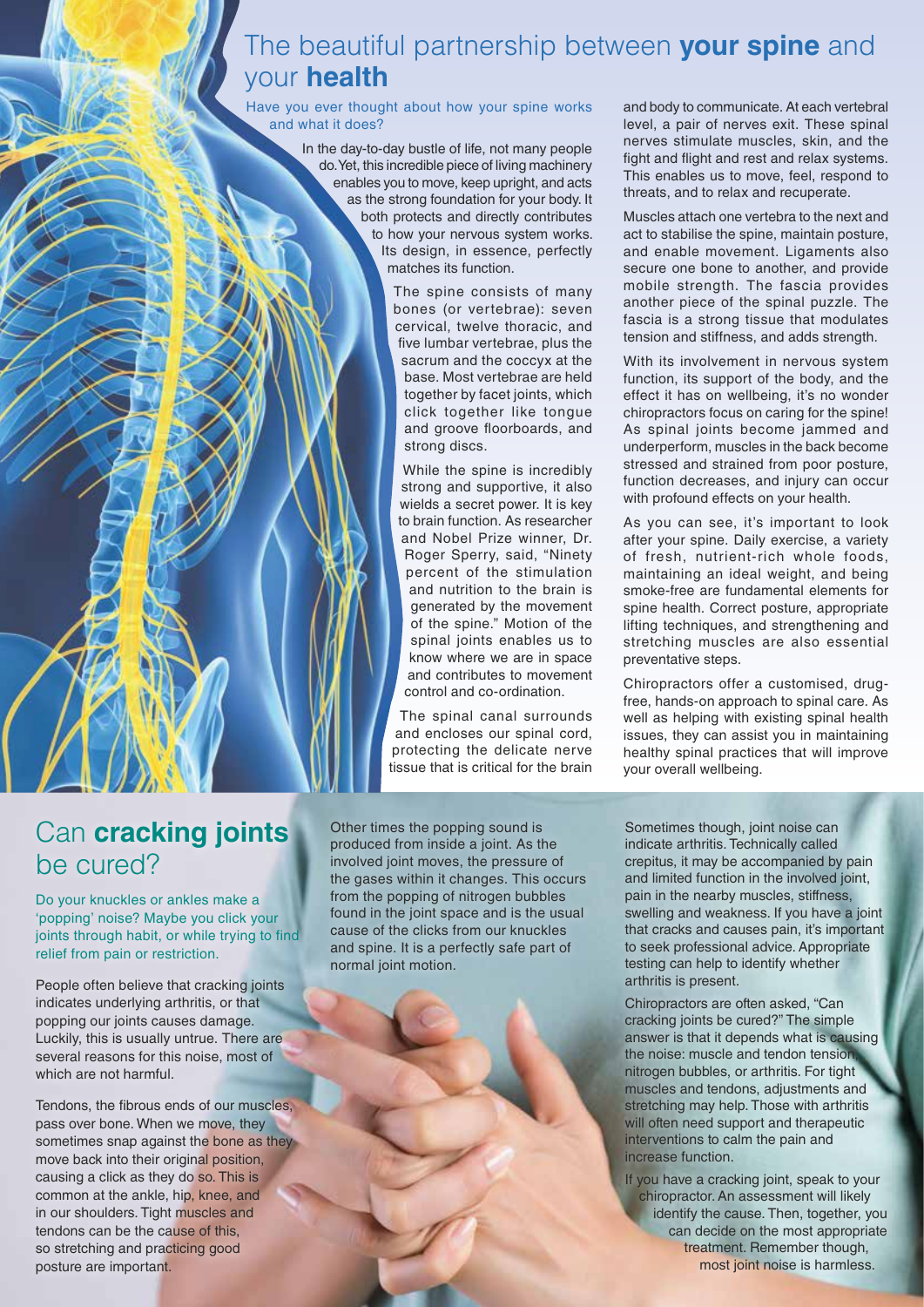## The beautiful partnership between **your spine** and your **health**

Have you ever thought about how your spine works and what it does?

In the day-to-day bustle of life, not many people do. Yet, this incredible piece of living machinery enables you to move, keep upright, and acts as the strong foundation for your body. It both protects and directly contributes to how your nervous system works. Its design, in essence, perfectly matches its function.

The spine consists of many bones (or vertebrae): seven cervical, twelve thoracic, and five lumbar vertebrae, plus the sacrum and the coccyx at the base. Most vertebrae are held together by facet joints, which click together like tongue and groove floorboards, and strong discs.

While the spine is incredibly strong and supportive, it also wields a secret power. It is key to brain function. As researcher and Nobel Prize winner, Dr. Roger Sperry, said, "Ninety percent of the stimulation and nutrition to the brain is generated by the movement of the spine." Motion of the spinal joints enables us to know where we are in space and contributes to movement control and co-ordination.

The spinal canal surrounds and encloses our spinal cord, protecting the delicate nerve tissue that is critical for the brain and body to communicate. At each vertebral level, a pair of nerves exit. These spinal nerves stimulate muscles, skin, and the fight and flight and rest and relax systems. This enables us to move, feel, respond to threats, and to relax and recuperate.

Muscles attach one vertebra to the next and act to stabilise the spine, maintain posture, and enable movement. Ligaments also secure one bone to another, and provide mobile strength. The fascia provides another piece of the spinal puzzle. The fascia is a strong tissue that modulates tension and stiffness, and adds strength.

With its involvement in nervous system function, its support of the body, and the effect it has on wellbeing, it's no wonder chiropractors focus on caring for the spine! As spinal joints become jammed and underperform, muscles in the back become stressed and strained from poor posture, function decreases, and injury can occur with profound effects on your health.

As you can see, it's important to look after your spine. Daily exercise, a variety of fresh, nutrient-rich whole foods, maintaining an ideal weight, and being smoke-free are fundamental elements for spine health. Correct posture, appropriate lifting techniques, and strengthening and stretching muscles are also essential preventative steps.

Chiropractors offer a customised, drug-free, hands-on approach to spinal care. As well as helping with existing spinal health issues, they can assist you in maintaining healthy spinal practices that will improve your overall wellbeing.

## Can **cracking joints** be cured?

Do your knuckles or ankles make a 'popping' noise? Maybe you click your joints through habit, or while trying to find relief from pain or restriction.

People often believe that cracking joints indicates underlying arthritis, or that popping our joints causes damage. Luckily, this is usually untrue. There are several reasons for this noise, most of which are not harmful.

Tendons, the fibrous ends of our muscles, pass over bone. When we move, they sometimes snap against the bone as they move back into their original position, causing a click as they do so. This is common at the ankle, hip, knee, and in our shoulders. Tight muscles and tendons can be the cause of this, so stretching and practicing good posture are important.

Other times the popping sound is produced from inside a joint. As the involved joint moves, the pressure of the gases within it changes. This occurs from the popping of nitrogen bubbles found in the joint space and is the usual cause of the clicks from our knuckles and spine. It is a perfectly safe part of normal joint motion.

Sometimes though, joint noise can indicate arthritis. Technically called crepitus, it may be accompanied by pain and limited function in the involved joint, pain in the nearby muscles, stiffness, swelling and weakness. If you have a joint that cracks and causes pain, it's important to seek professional advice. Appropriate testing can help to identify whether arthritis is present.

Chiropractors are often asked, "Can cracking joints be cured?" The simple answer is that it depends what is causing the noise: muscle and tendon tension, nitrogen bubbles, or arthritis. For tight muscles and tendons, adjustments and stretching may help. Those with arthritis will often need support and therapeutic interventions to calm the pain and increase function.

If you have a cracking joint, speak to your chiropractor. An assessment will likely identify the cause. Then, together, you can decide on the most appropriate treatment. Remember though, most joint noise is harmless.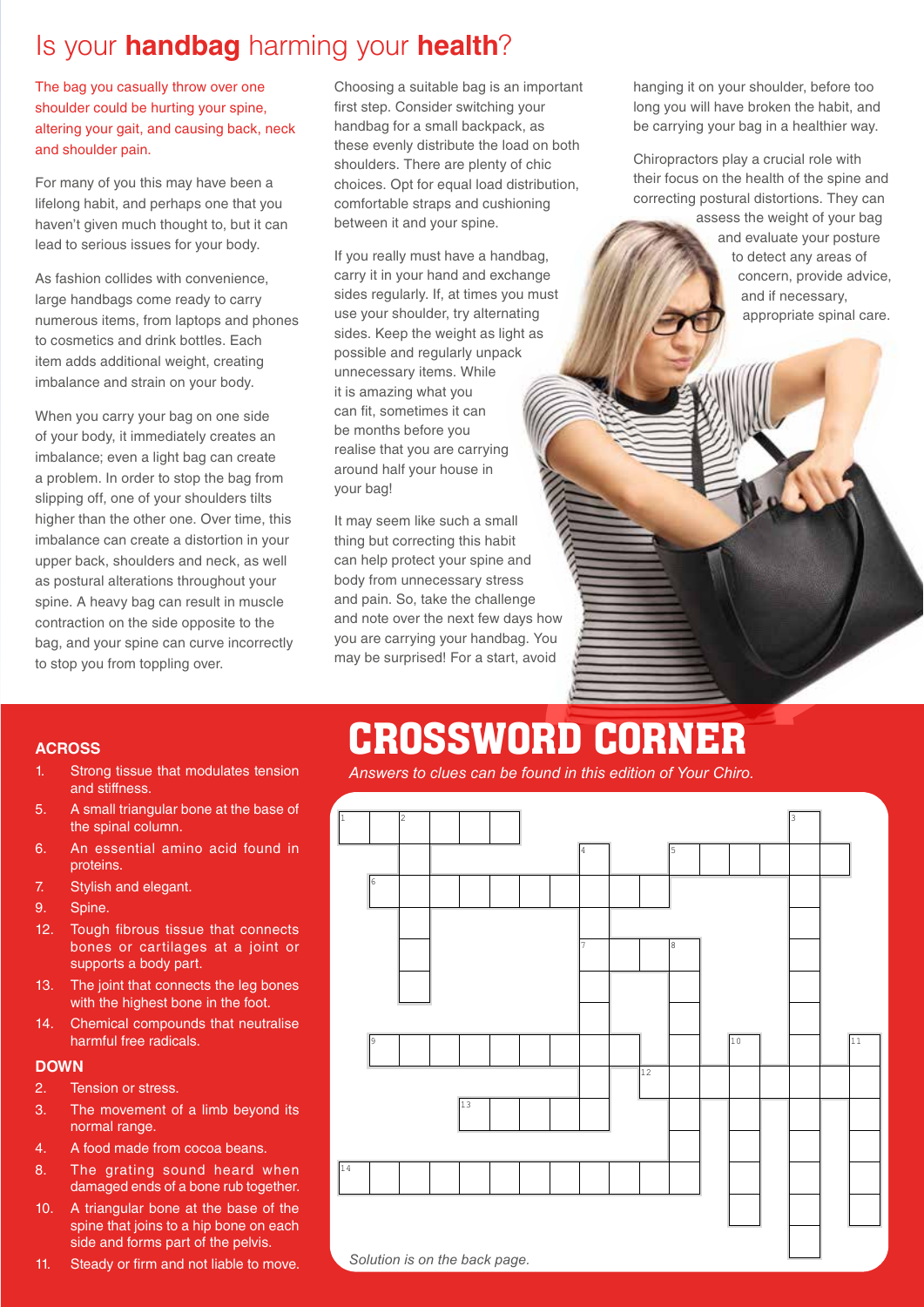# Is your **handbag** harming your **health**?

The bag you casually throw over one shoulder could be hurting your spine, altering your gait, and causing back, neck and shoulder pain.

For many of you this may have been a lifelong habit, and perhaps one that you haven't given much thought to, but it can lead to serious issues for your body.

As fashion collides with convenience, large handbags come ready to carry numerous items, from laptops and phones to cosmetics and drink bottles. Each item adds additional weight, creating imbalance and strain on your body.

When you carry your bag on one side of your body, it immediately creates an imbalance; even a light bag can create a problem. In order to stop the bag from slipping off, one of your shoulders tilts higher than the other one. Over time, this imbalance can create a distortion in your upper back, shoulders and neck, as well as postural alterations throughout your spine. A heavy bag can result in muscle contraction on the side opposite to the bag, and your spine can curve incorrectly to stop you from toppling over.

Choosing a suitable bag is an important first step. Consider switching your handbag for a small backpack, as these evenly distribute the load on both shoulders. There are plenty of chic choices. Opt for equal load distribution, comfortable straps and cushioning between it and your spine.

If you really must have a handbag, carry it in your hand and exchange sides regularly. If, at times you must use your shoulder, try alternating sides. Keep the weight as light as possible and regularly unpack unnecessary items. While it is amazing what you can fit, sometimes it can be months before you realise that you are carrying around half your house in your bag!

It may seem like such a small thing but correcting this habit can help protect your spine and body from unnecessary stress and pain. So, take the challenge and note over the next few days how you are carrying your handbag. You may be surprised! For a start, avoid hanging it on your shoulder, before too long you will have broken the habit, and be carrying your bag in a healthier way.

Chiropractors play a crucial role with their focus on the health of the spine and correcting postural distortions. They can assess the weight of your bag and evaluate your posture to detect any areas of concern, provide advice, and if necessary, appropriate spinal care.

## CROSSWORD CORNER

*Answers to clues can be found in this edition of Your Chiro.*

### ACROSS

1. Strong tissue that modulates tension and stiffness.
5. A small triangular bone at the base of the spinal column.
6. An essential amino acid found in proteins.
7. Stylish and elegant.
9. Spine.
12. Tough fibrous tissue that connects bones or cartilages at a joint or supports a body part.
13. The joint that connects the leg bones with the highest bone in the foot.
14. Chemical compounds that neutralise harmful free radicals.

### DOWN

2. Tension or stress.
3. The movement of a limb beyond its normal range.
4. A food made from cocoa beans.
8. The grating sound heard when damaged ends of a bone rub together.
10. A triangular bone at the base of the spine that joins to a hip bone on each side and forms part of the pelvis.
11. Steady or firm and not liable to move.

*Solution is on the back page.*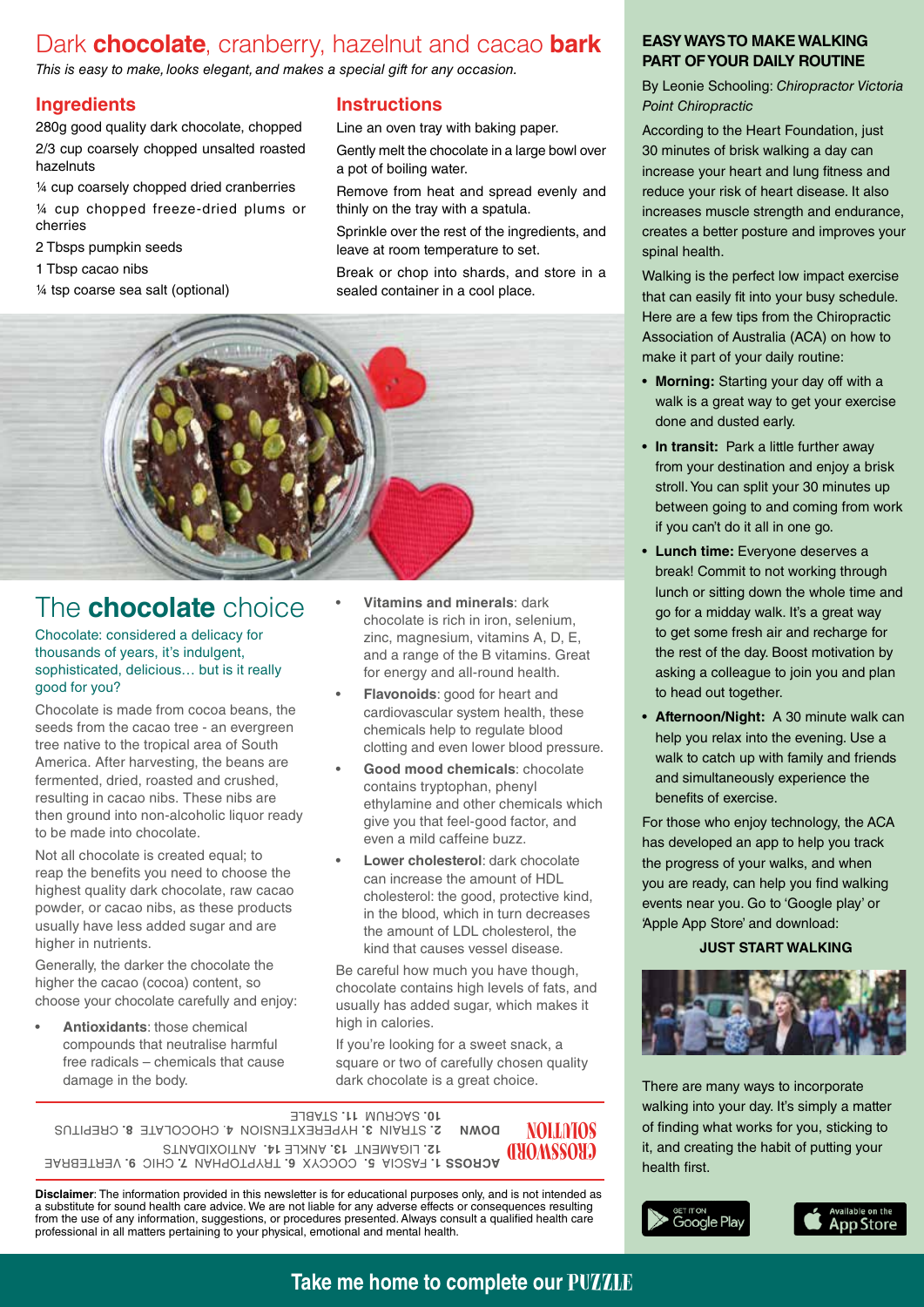# Dark **chocolate**, cranberry, hazelnut and cacao **bark**

*This is easy to make, looks elegant, and makes a special gift for any occasion.*

## Ingredients

280g good quality dark chocolate, chopped

2/3 cup coarsely chopped unsalted roasted hazelnuts

¼ cup coarsely chopped dried cranberries

¼ cup chopped freeze-dried plums or cherries

2 Tbsps pumpkin seeds

1 Tbsp cacao nibs

¼ tsp coarse sea salt (optional)

## Instructions

Line an oven tray with baking paper.

Gently melt the chocolate in a large bowl over a pot of boiling water.

Remove from heat and spread evenly and thinly on the tray with a spatula.

Sprinkle over the rest of the ingredients, and leave at room temperature to set.

Break or chop into shards, and store in a sealed container in a cool place.

# The **chocolate** choice

Chocolate: considered a delicacy for thousands of years, it's indulgent, sophisticated, delicious… but is it really good for you?

Chocolate is made from cocoa beans, the seeds from the cacao tree - an evergreen tree native to the tropical area of South America. After harvesting, the beans are fermented, dried, roasted and crushed, resulting in cacao nibs. These nibs are then ground into non-alcoholic liquor ready to be made into chocolate.

Not all chocolate is created equal; to reap the benefits you need to choose the highest quality dark chocolate, raw cacao powder, or cacao nibs, as these products usually have less added sugar and are higher in nutrients.

Generally, the darker the chocolate the higher the cacao (cocoa) content, so choose your chocolate carefully and enjoy:

- **Antioxidants**: those chemical compounds that neutralise harmful free radicals – chemicals that cause damage in the body.
- **Vitamins and minerals**: dark chocolate is rich in iron, selenium, zinc, magnesium, vitamins A, D, E, and a range of the B vitamins. Great for energy and all-round health.
- **Flavonoids**: good for heart and cardiovascular system health, these chemicals help to regulate blood clotting and even lower blood pressure.
- **Good mood chemicals**: chocolate contains tryptophan, phenyl ethylamine and other chemicals which give you that feel-good factor, and even a mild caffeine buzz.
- **Lower cholesterol**: dark chocolate can increase the amount of HDL cholesterol: the good, protective kind, in the blood, which in turn decreases the amount of LDL cholesterol, the kind that causes vessel disease.

Be careful how much you have though, chocolate contains high levels of fats, and usually has added sugar, which makes it high in calories.

If you're looking for a sweet snack, a square or two of carefully chosen quality dark chocolate is a great choice.

**CROSSWORD SOLUTION**

**ACROSS 1.** FASCIA **5.** COCCYX **6.** TRYPTOPHAN **7.** CHIG **9.** VERTEBRAE **12.** LIGAMENT **13.** ANKLE **14.** ANTIOXIDANTS

**DOWN 2.** STRAIN **3.** HYPEREXTENSION **4.** CHOCOLATE **8.** CREPITUS **10.** SACRUM **11.** STABLE

**Disclaimer**: The information provided in this newsletter is for educational purposes only, and is not intended as a substitute for sound health care advice. We are not liable for any adverse effects or consequences resulting from the use of any information, suggestions, or procedures presented. Always consult a qualified health care professional in all matters pertaining to your physical, emotional and mental health.

## EASY WAYS TO MAKE WALKING PART OF YOUR DAILY ROUTINE

By Leonie Schooling: *Chiropractor Victoria Point Chiropractic*

According to the Heart Foundation, just 30 minutes of brisk walking a day can increase your heart and lung fitness and reduce your risk of heart disease. It also increases muscle strength and endurance, creates a better posture and improves your spinal health.

Walking is the perfect low impact exercise that can easily fit into your busy schedule. Here are a few tips from the Chiropractic Association of Australia (ACA) on how to make it part of your daily routine:

- **Morning:** Starting your day off with a walk is a great way to get your exercise done and dusted early.
- **In transit:** Park a little further away from your destination and enjoy a brisk stroll. You can split your 30 minutes up between going to and coming from work if you can't do it all in one go.
- **Lunch time:** Everyone deserves a break! Commit to not working through lunch or sitting down the whole time and go for a midday walk. It's a great way to get some fresh air and recharge for the rest of the day. Boost motivation by asking a colleague to join you and plan to head out together.
- **Afternoon/Night:** A 30 minute walk can help you relax into the evening. Use a walk to catch up with family and friends and simultaneously experience the benefits of exercise.

For those who enjoy technology, the ACA has developed an app to help you track the progress of your walks, and when you are ready, can help you find walking events near you. Go to 'Google play' or 'Apple App Store' and download:

**JUST START WALKING**

There are many ways to incorporate walking into your day. It's simply a matter of finding what works for you, sticking to it, and creating the habit of putting your health first.

GET IT ON Google Play

Available on the App Store

**Take me home to complete our PUZZLE**